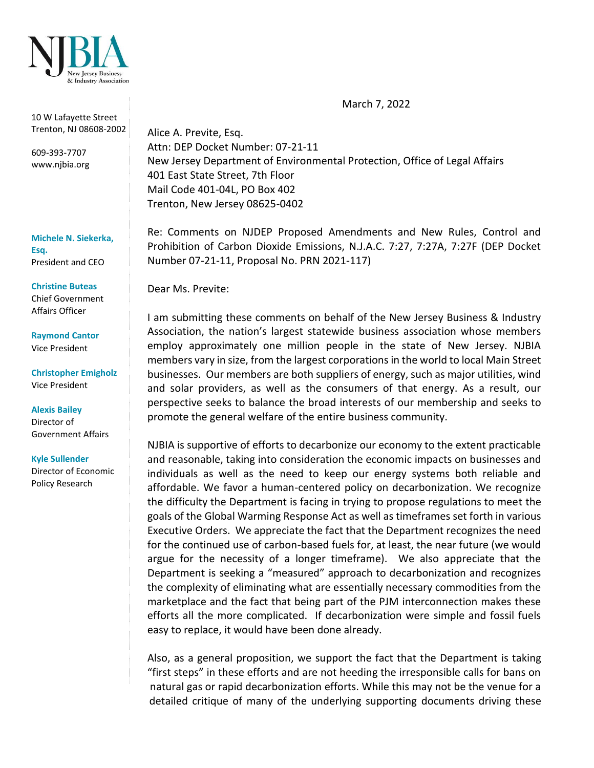NJBIA
New Jersey Business & Industry Association

10 W Lafayette Street
Trenton, NJ 08608-2002

609-393-7707
www.njbia.org

**Michele N. Siekerka, Esq.**
President and CEO

**Christine Buteas**
Chief Government Affairs Officer

**Raymond Cantor**
Vice President

**Christopher Emigholz**
Vice President

**Alexis Bailey**
Director of Government Affairs

**Kyle Sullender**
Director of Economic Policy Research

March 7, 2022

Alice A. Previte, Esq.
Attn: DEP Docket Number: 07-21-11
New Jersey Department of Environmental Protection, Office of Legal Affairs
401 East State Street, 7th Floor
Mail Code 401-04L, PO Box 402
Trenton, New Jersey 08625-0402

Re: Comments on NJDEP Proposed Amendments and New Rules, Control and Prohibition of Carbon Dioxide Emissions, N.J.A.C. 7:27, 7:27A, 7:27F (DEP Docket Number 07-21-11, Proposal No. PRN 2021-117)

Dear Ms. Previte:

I am submitting these comments on behalf of the New Jersey Business & Industry Association, the nation's largest statewide business association whose members employ approximately one million people in the state of New Jersey. NJBIA members vary in size, from the largest corporations in the world to local Main Street businesses. Our members are both suppliers of energy, such as major utilities, wind and solar providers, as well as the consumers of that energy. As a result, our perspective seeks to balance the broad interests of our membership and seeks to promote the general welfare of the entire business community.

NJBIA is supportive of efforts to decarbonize our economy to the extent practicable and reasonable, taking into consideration the economic impacts on businesses and individuals as well as the need to keep our energy systems both reliable and affordable. We favor a human-centered policy on decarbonization. We recognize the difficulty the Department is facing in trying to propose regulations to meet the goals of the Global Warming Response Act as well as timeframes set forth in various Executive Orders. We appreciate the fact that the Department recognizes the need for the continued use of carbon-based fuels for, at least, the near future (we would argue for the necessity of a longer timeframe). We also appreciate that the Department is seeking a "measured" approach to decarbonization and recognizes the complexity of eliminating what are essentially necessary commodities from the marketplace and the fact that being part of the PJM interconnection makes these efforts all the more complicated. If decarbonization were simple and fossil fuels easy to replace, it would have been done already.

Also, as a general proposition, we support the fact that the Department is taking "first steps" in these efforts and are not heeding the irresponsible calls for bans on natural gas or rapid decarbonization efforts. While this may not be the venue for a detailed critique of many of the underlying supporting documents driving these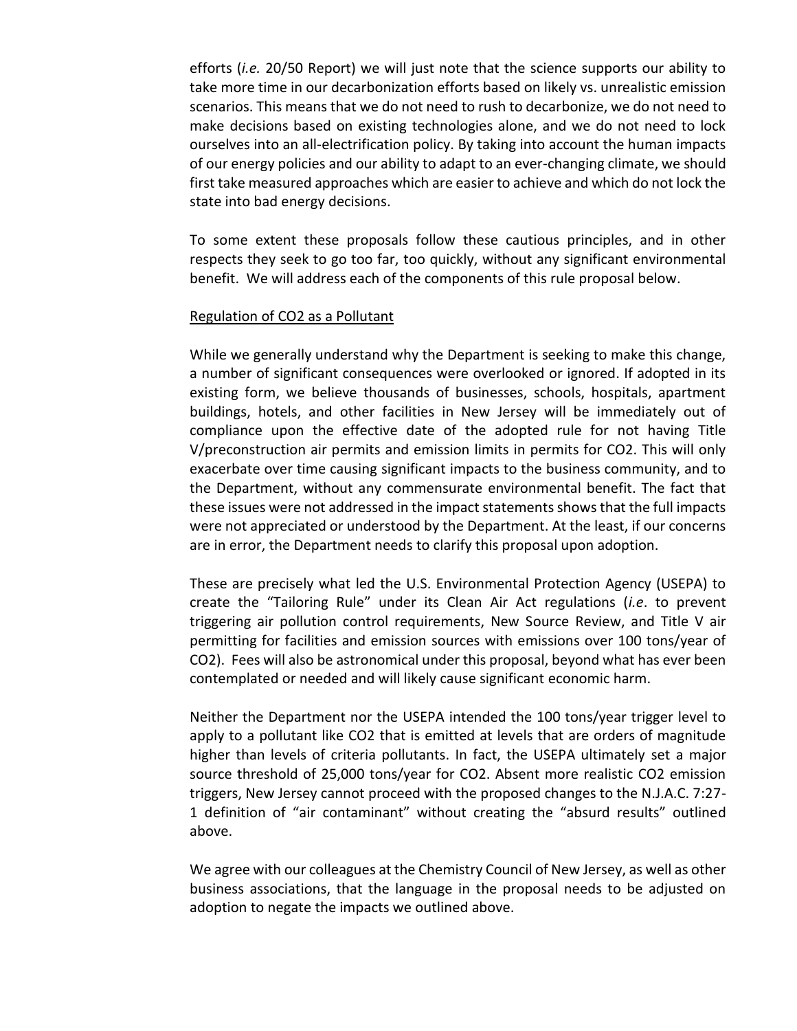efforts (*i.e.* 20/50 Report) we will just note that the science supports our ability to take more time in our decarbonization efforts based on likely vs. unrealistic emission scenarios. This means that we do not need to rush to decarbonize, we do not need to make decisions based on existing technologies alone, and we do not need to lock ourselves into an all-electrification policy. By taking into account the human impacts of our energy policies and our ability to adapt to an ever-changing climate, we should first take measured approaches which are easier to achieve and which do not lock the state into bad energy decisions.

To some extent these proposals follow these cautious principles, and in other respects they seek to go too far, too quickly, without any significant environmental benefit. We will address each of the components of this rule proposal below.

<u>Regulation of CO2 as a Pollutant</u>

While we generally understand why the Department is seeking to make this change, a number of significant consequences were overlooked or ignored. If adopted in its existing form, we believe thousands of businesses, schools, hospitals, apartment buildings, hotels, and other facilities in New Jersey will be immediately out of compliance upon the effective date of the adopted rule for not having Title V/preconstruction air permits and emission limits in permits for CO2. This will only exacerbate over time causing significant impacts to the business community, and to the Department, without any commensurate environmental benefit. The fact that these issues were not addressed in the impact statements shows that the full impacts were not appreciated or understood by the Department. At the least, if our concerns are in error, the Department needs to clarify this proposal upon adoption.

These are precisely what led the U.S. Environmental Protection Agency (USEPA) to create the "Tailoring Rule" under its Clean Air Act regulations (*i.e*. to prevent triggering air pollution control requirements, New Source Review, and Title V air permitting for facilities and emission sources with emissions over 100 tons/year of CO2). Fees will also be astronomical under this proposal, beyond what has ever been contemplated or needed and will likely cause significant economic harm.

Neither the Department nor the USEPA intended the 100 tons/year trigger level to apply to a pollutant like CO2 that is emitted at levels that are orders of magnitude higher than levels of criteria pollutants. In fact, the USEPA ultimately set a major source threshold of 25,000 tons/year for CO2. Absent more realistic CO2 emission triggers, New Jersey cannot proceed with the proposed changes to the N.J.A.C. 7:27-1 definition of "air contaminant" without creating the "absurd results" outlined above.

We agree with our colleagues at the Chemistry Council of New Jersey, as well as other business associations, that the language in the proposal needs to be adjusted on adoption to negate the impacts we outlined above.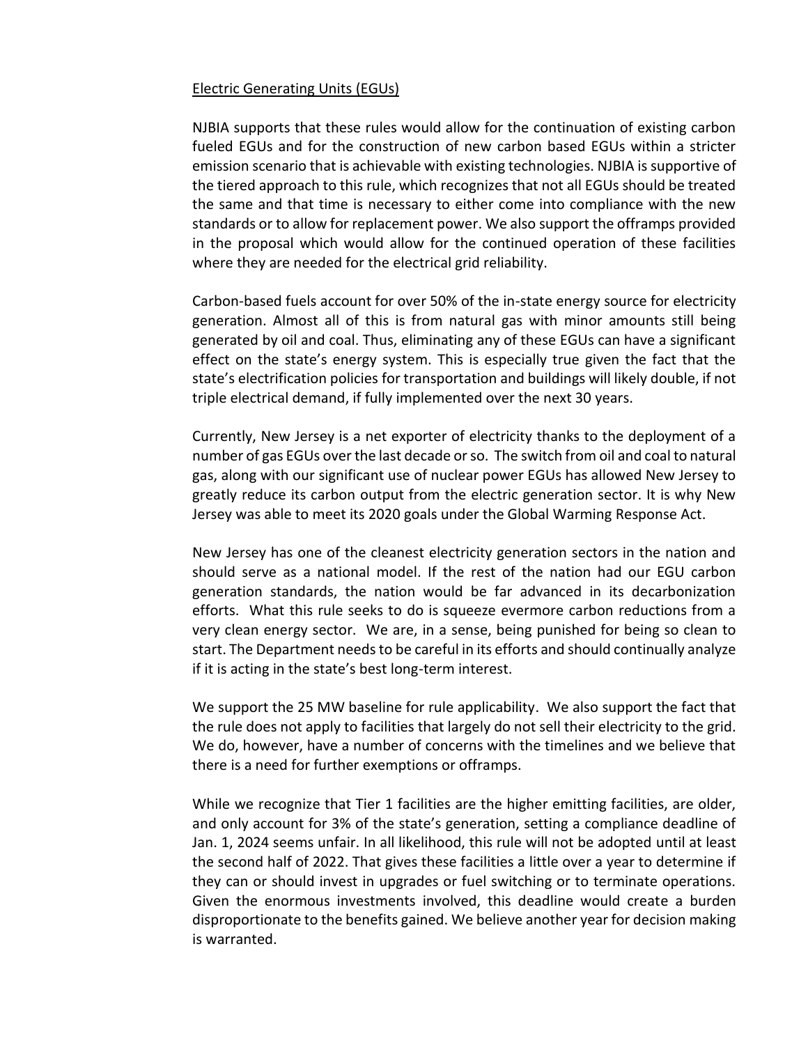<u>Electric Generating Units (EGUs)</u>

NJBIA supports that these rules would allow for the continuation of existing carbon fueled EGUs and for the construction of new carbon based EGUs within a stricter emission scenario that is achievable with existing technologies. NJBIA is supportive of the tiered approach to this rule, which recognizes that not all EGUs should be treated the same and that time is necessary to either come into compliance with the new standards or to allow for replacement power. We also support the offramps provided in the proposal which would allow for the continued operation of these facilities where they are needed for the electrical grid reliability.

Carbon-based fuels account for over 50% of the in-state energy source for electricity generation. Almost all of this is from natural gas with minor amounts still being generated by oil and coal. Thus, eliminating any of these EGUs can have a significant effect on the state's energy system. This is especially true given the fact that the state's electrification policies for transportation and buildings will likely double, if not triple electrical demand, if fully implemented over the next 30 years.

Currently, New Jersey is a net exporter of electricity thanks to the deployment of a number of gas EGUs over the last decade or so. The switch from oil and coal to natural gas, along with our significant use of nuclear power EGUs has allowed New Jersey to greatly reduce its carbon output from the electric generation sector. It is why New Jersey was able to meet its 2020 goals under the Global Warming Response Act.

New Jersey has one of the cleanest electricity generation sectors in the nation and should serve as a national model. If the rest of the nation had our EGU carbon generation standards, the nation would be far advanced in its decarbonization efforts. What this rule seeks to do is squeeze evermore carbon reductions from a very clean energy sector. We are, in a sense, being punished for being so clean to start. The Department needs to be careful in its efforts and should continually analyze if it is acting in the state's best long-term interest.

We support the 25 MW baseline for rule applicability. We also support the fact that the rule does not apply to facilities that largely do not sell their electricity to the grid. We do, however, have a number of concerns with the timelines and we believe that there is a need for further exemptions or offramps.

While we recognize that Tier 1 facilities are the higher emitting facilities, are older, and only account for 3% of the state's generation, setting a compliance deadline of Jan. 1, 2024 seems unfair. In all likelihood, this rule will not be adopted until at least the second half of 2022. That gives these facilities a little over a year to determine if they can or should invest in upgrades or fuel switching or to terminate operations. Given the enormous investments involved, this deadline would create a burden disproportionate to the benefits gained. We believe another year for decision making is warranted.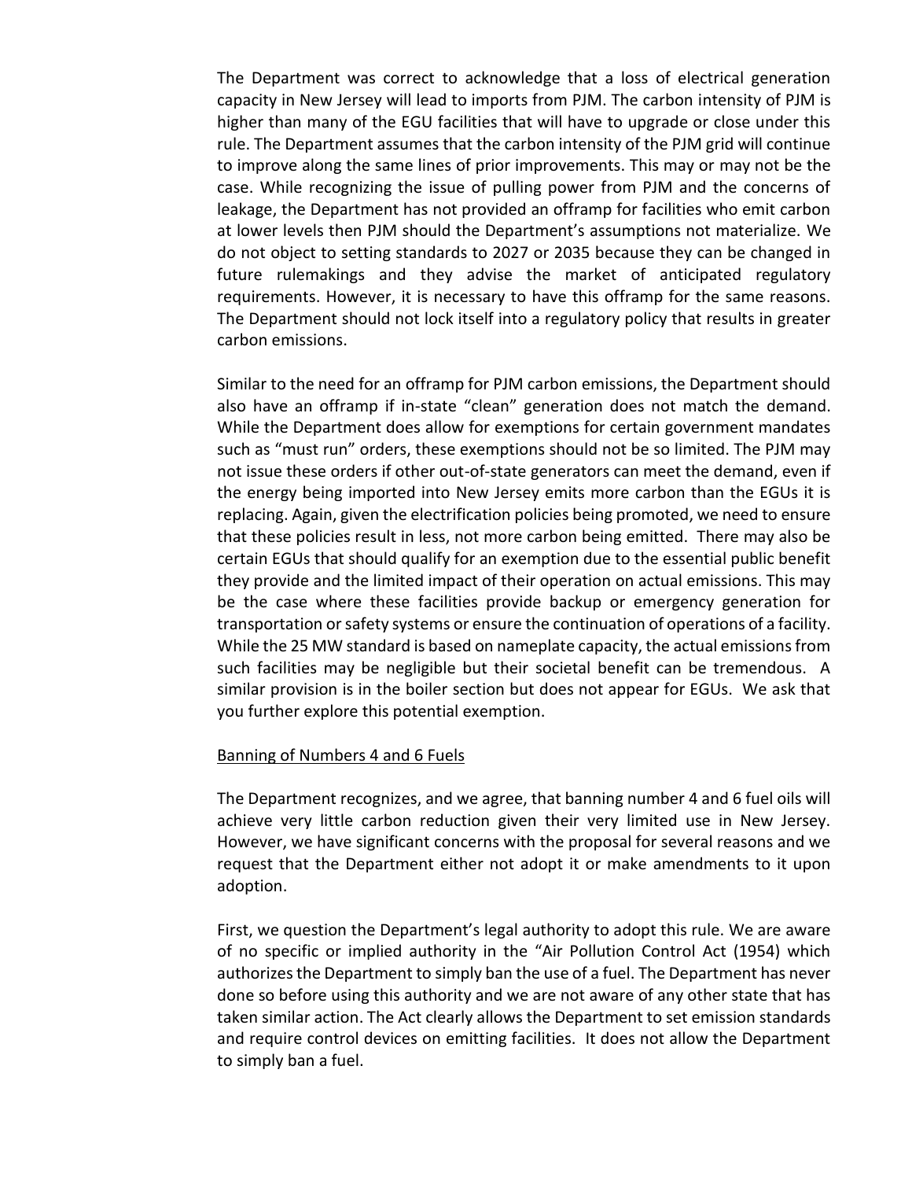The Department was correct to acknowledge that a loss of electrical generation capacity in New Jersey will lead to imports from PJM. The carbon intensity of PJM is higher than many of the EGU facilities that will have to upgrade or close under this rule. The Department assumes that the carbon intensity of the PJM grid will continue to improve along the same lines of prior improvements. This may or may not be the case. While recognizing the issue of pulling power from PJM and the concerns of leakage, the Department has not provided an offramp for facilities who emit carbon at lower levels then PJM should the Department's assumptions not materialize. We do not object to setting standards to 2027 or 2035 because they can be changed in future rulemakings and they advise the market of anticipated regulatory requirements. However, it is necessary to have this offramp for the same reasons. The Department should not lock itself into a regulatory policy that results in greater carbon emissions.

Similar to the need for an offramp for PJM carbon emissions, the Department should also have an offramp if in-state "clean" generation does not match the demand. While the Department does allow for exemptions for certain government mandates such as "must run" orders, these exemptions should not be so limited. The PJM may not issue these orders if other out-of-state generators can meet the demand, even if the energy being imported into New Jersey emits more carbon than the EGUs it is replacing. Again, given the electrification policies being promoted, we need to ensure that these policies result in less, not more carbon being emitted. There may also be certain EGUs that should qualify for an exemption due to the essential public benefit they provide and the limited impact of their operation on actual emissions. This may be the case where these facilities provide backup or emergency generation for transportation or safety systems or ensure the continuation of operations of a facility. While the 25 MW standard is based on nameplate capacity, the actual emissions from such facilities may be negligible but their societal benefit can be tremendous. A similar provision is in the boiler section but does not appear for EGUs. We ask that you further explore this potential exemption.

Banning of Numbers 4 and 6 Fuels

The Department recognizes, and we agree, that banning number 4 and 6 fuel oils will achieve very little carbon reduction given their very limited use in New Jersey. However, we have significant concerns with the proposal for several reasons and we request that the Department either not adopt it or make amendments to it upon adoption.

First, we question the Department's legal authority to adopt this rule. We are aware of no specific or implied authority in the "Air Pollution Control Act (1954) which authorizes the Department to simply ban the use of a fuel. The Department has never done so before using this authority and we are not aware of any other state that has taken similar action. The Act clearly allows the Department to set emission standards and require control devices on emitting facilities. It does not allow the Department to simply ban a fuel.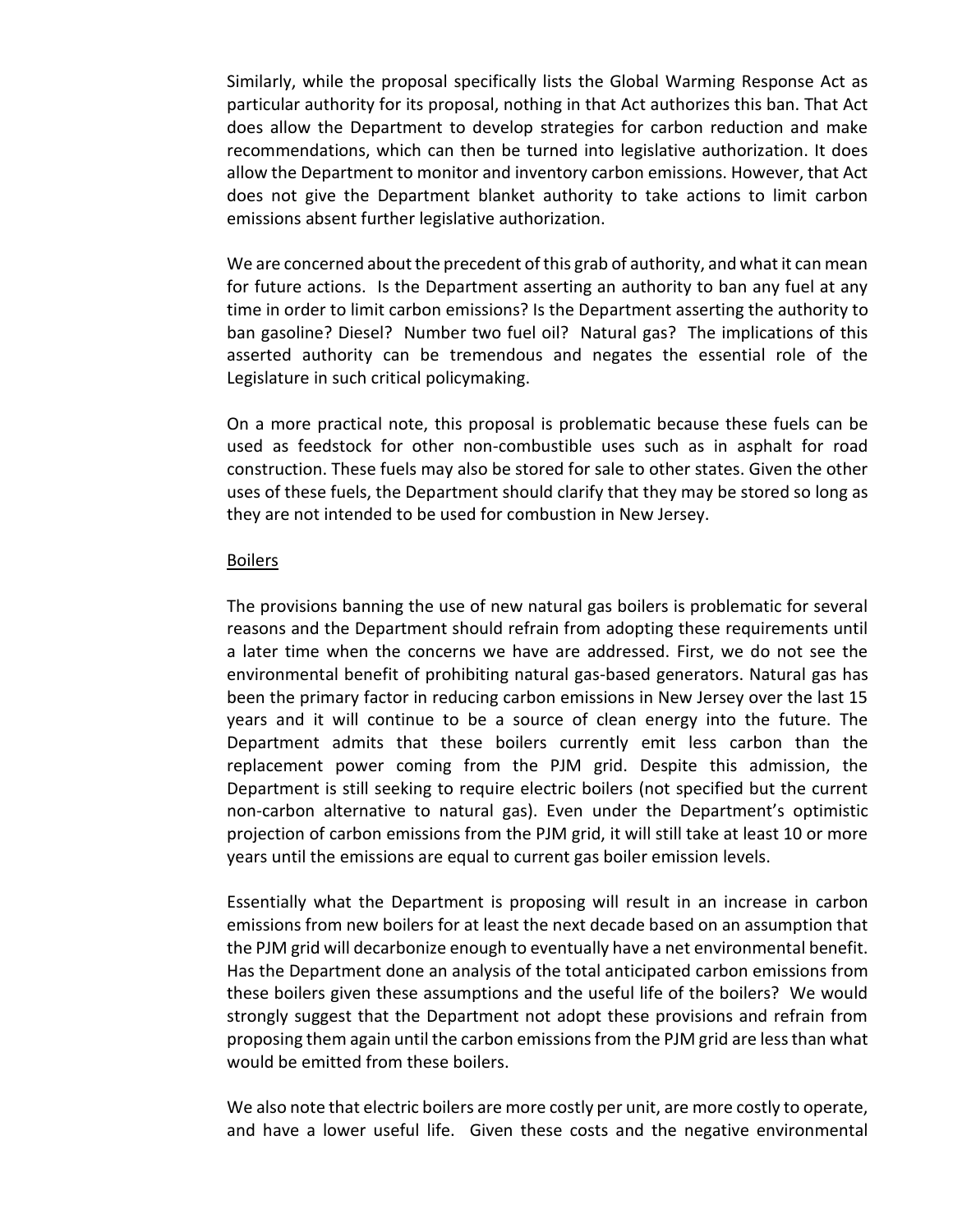Similarly, while the proposal specifically lists the Global Warming Response Act as particular authority for its proposal, nothing in that Act authorizes this ban. That Act does allow the Department to develop strategies for carbon reduction and make recommendations, which can then be turned into legislative authorization. It does allow the Department to monitor and inventory carbon emissions. However, that Act does not give the Department blanket authority to take actions to limit carbon emissions absent further legislative authorization.

We are concerned about the precedent of this grab of authority, and what it can mean for future actions. Is the Department asserting an authority to ban any fuel at any time in order to limit carbon emissions? Is the Department asserting the authority to ban gasoline? Diesel? Number two fuel oil? Natural gas? The implications of this asserted authority can be tremendous and negates the essential role of the Legislature in such critical policymaking.

On a more practical note, this proposal is problematic because these fuels can be used as feedstock for other non-combustible uses such as in asphalt for road construction. These fuels may also be stored for sale to other states. Given the other uses of these fuels, the Department should clarify that they may be stored so long as they are not intended to be used for combustion in New Jersey.

<u>Boilers</u>

The provisions banning the use of new natural gas boilers is problematic for several reasons and the Department should refrain from adopting these requirements until a later time when the concerns we have are addressed. First, we do not see the environmental benefit of prohibiting natural gas-based generators. Natural gas has been the primary factor in reducing carbon emissions in New Jersey over the last 15 years and it will continue to be a source of clean energy into the future. The Department admits that these boilers currently emit less carbon than the replacement power coming from the PJM grid. Despite this admission, the Department is still seeking to require electric boilers (not specified but the current non-carbon alternative to natural gas). Even under the Department's optimistic projection of carbon emissions from the PJM grid, it will still take at least 10 or more years until the emissions are equal to current gas boiler emission levels.

Essentially what the Department is proposing will result in an increase in carbon emissions from new boilers for at least the next decade based on an assumption that the PJM grid will decarbonize enough to eventually have a net environmental benefit. Has the Department done an analysis of the total anticipated carbon emissions from these boilers given these assumptions and the useful life of the boilers? We would strongly suggest that the Department not adopt these provisions and refrain from proposing them again until the carbon emissions from the PJM grid are less than what would be emitted from these boilers.

We also note that electric boilers are more costly per unit, are more costly to operate, and have a lower useful life. Given these costs and the negative environmental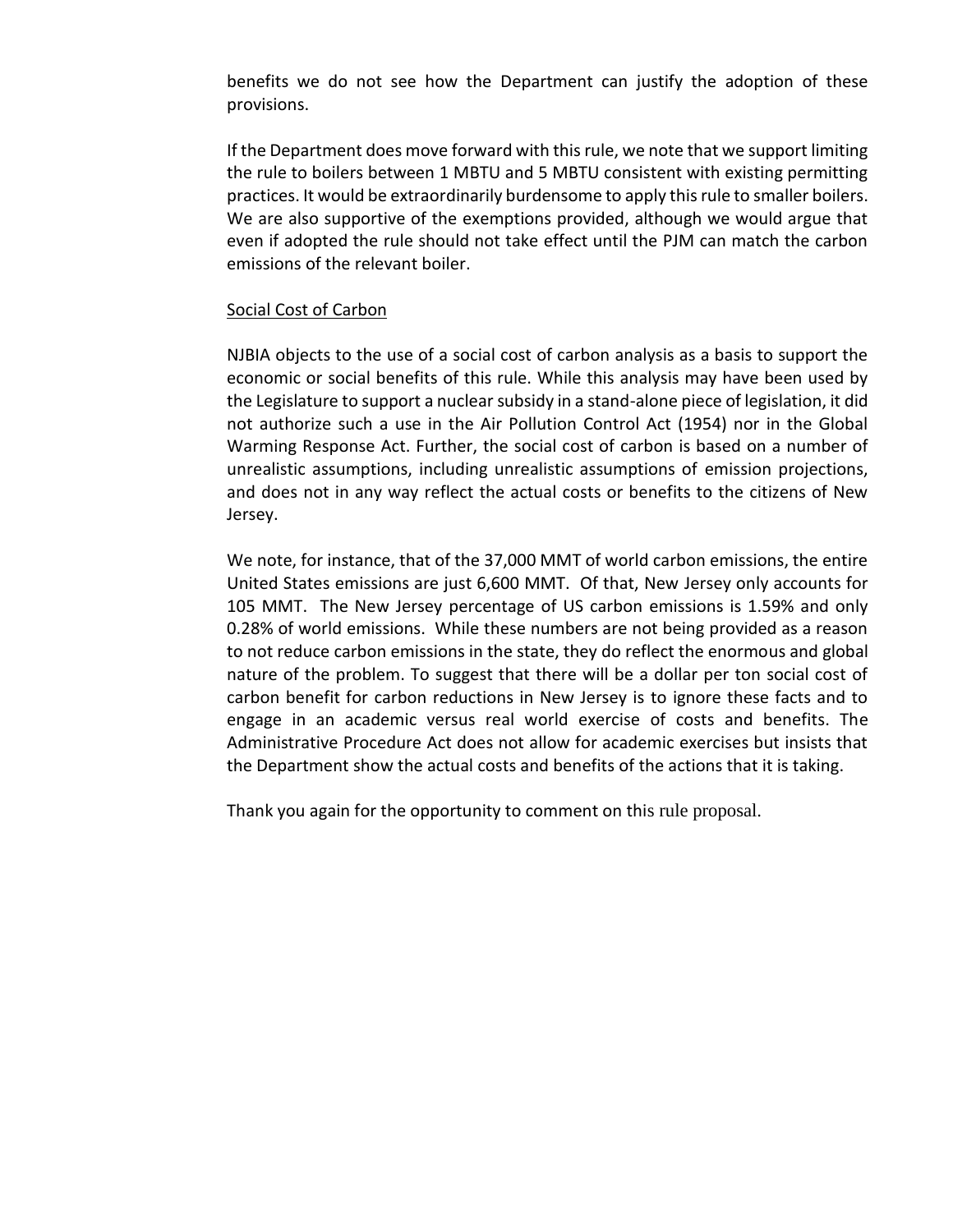benefits we do not see how the Department can justify the adoption of these provisions.

If the Department does move forward with this rule, we note that we support limiting the rule to boilers between 1 MBTU and 5 MBTU consistent with existing permitting practices. It would be extraordinarily burdensome to apply this rule to smaller boilers. We are also supportive of the exemptions provided, although we would argue that even if adopted the rule should not take effect until the PJM can match the carbon emissions of the relevant boiler.

<u>Social Cost of Carbon</u>

NJBIA objects to the use of a social cost of carbon analysis as a basis to support the economic or social benefits of this rule. While this analysis may have been used by the Legislature to support a nuclear subsidy in a stand-alone piece of legislation, it did not authorize such a use in the Air Pollution Control Act (1954) nor in the Global Warming Response Act. Further, the social cost of carbon is based on a number of unrealistic assumptions, including unrealistic assumptions of emission projections, and does not in any way reflect the actual costs or benefits to the citizens of New Jersey.

We note, for instance, that of the 37,000 MMT of world carbon emissions, the entire United States emissions are just 6,600 MMT. Of that, New Jersey only accounts for 105 MMT. The New Jersey percentage of US carbon emissions is 1.59% and only 0.28% of world emissions. While these numbers are not being provided as a reason to not reduce carbon emissions in the state, they do reflect the enormous and global nature of the problem. To suggest that there will be a dollar per ton social cost of carbon benefit for carbon reductions in New Jersey is to ignore these facts and to engage in an academic versus real world exercise of costs and benefits. The Administrative Procedure Act does not allow for academic exercises but insists that the Department show the actual costs and benefits of the actions that it is taking.

Thank you again for the opportunity to comment on this rule proposal.